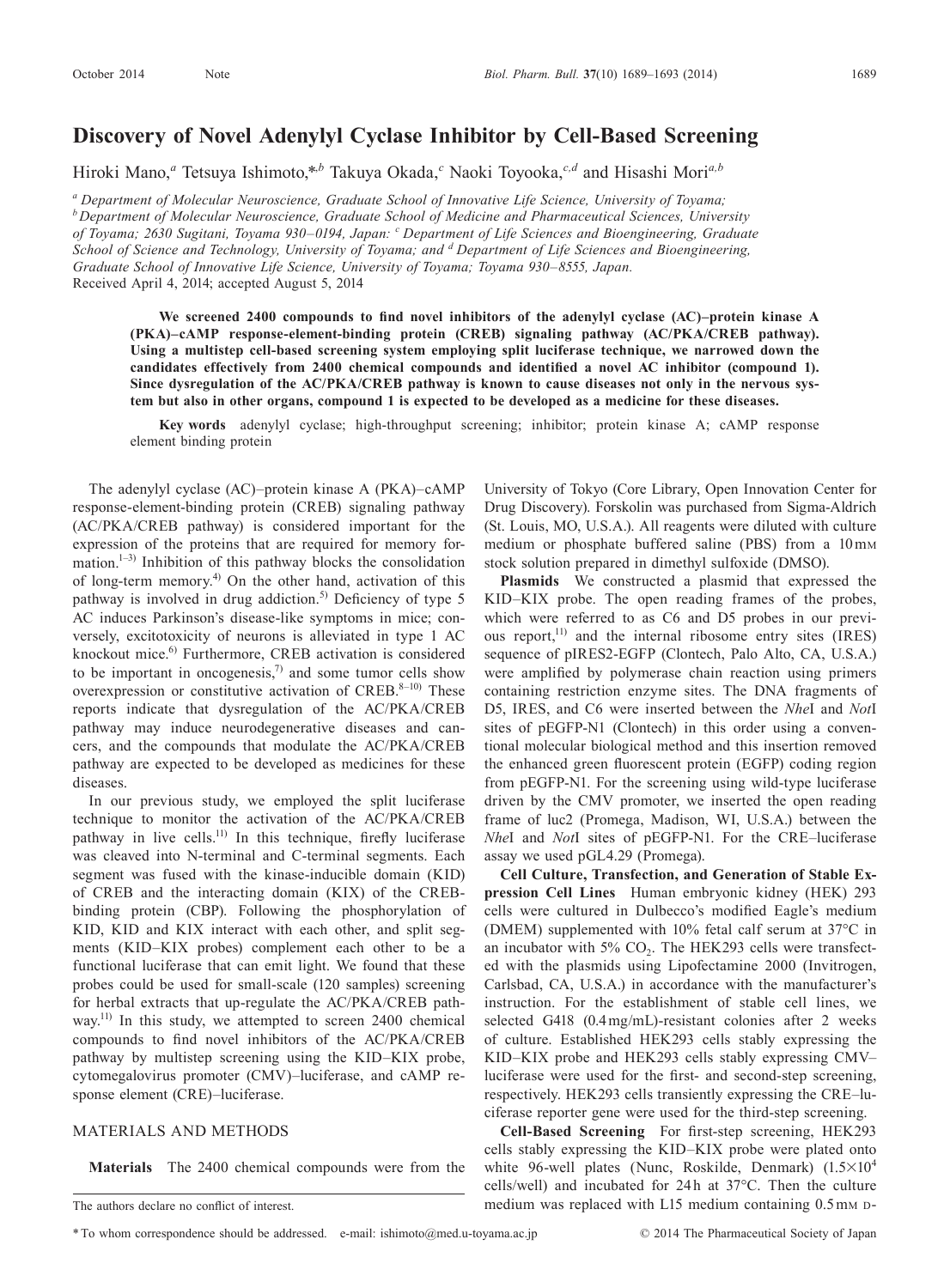Note

# Discovery of Novel Adenylyl Cyclase Inhibitor by Cell-Based Screening

Hiroki Mano,[a] Tetsuya Ishimoto,*[,b] Takuya Okada,[c] Naoki Toyooka,[c,d] and Hisashi Mori[a,b]

[a] Department of Molecular Neuroscience, Graduate School of Innovative Life Science, University of Toyama; [b] Department of Molecular Neuroscience, Graduate School of Medicine and Pharmaceutical Sciences, University of Toyama; 2630 Sugitani, Toyama 930–0194, Japan: [c] Department of Life Sciences and Bioengineering, Graduate School of Science and Technology, University of Toyama; and [d] Department of Life Sciences and Bioengineering, Graduate School of Innovative Life Science, University of Toyama; Toyama 930–8555, Japan.

Received April 4, 2014; accepted August 5, 2014

**We screened 2400 compounds to find novel inhibitors of the adenylyl cyclase (AC)–protein kinase A (PKA)–cAMP response-element-binding protein (CREB) signaling pathway (AC/PKA/CREB pathway). Using a multistep cell-based screening system employing split luciferase technique, we narrowed down the candidates effectively from 2400 chemical compounds and identified a novel AC inhibitor (compound 1). Since dysregulation of the AC/PKA/CREB pathway is known to cause diseases not only in the nervous system but also in other organs, compound 1 is expected to be developed as a medicine for these diseases.**

**Key words** adenylyl cyclase; high-throughput screening; inhibitor; protein kinase A; cAMP response element binding protein

The adenylyl cyclase (AC)–protein kinase A (PKA)–cAMP response-element-binding protein (CREB) signaling pathway (AC/PKA/CREB pathway) is considered important for the expression of the proteins that are required for memory formation.[1–3] Inhibition of this pathway blocks the consolidation of long-term memory.[4] On the other hand, activation of this pathway is involved in drug addiction.[5] Deficiency of type 5 AC induces Parkinson's disease-like symptoms in mice; conversely, excitotoxicity of neurons is alleviated in type 1 AC knockout mice.[6] Furthermore, CREB activation is considered to be important in oncogenesis,[7] and some tumor cells show overexpression or constitutive activation of CREB.[8–10] These reports indicate that dysregulation of the AC/PKA/CREB pathway may induce neurodegenerative diseases and cancers, and the compounds that modulate the AC/PKA/CREB pathway are expected to be developed as medicines for these diseases.

In our previous study, we employed the split luciferase technique to monitor the activation of the AC/PKA/CREB pathway in live cells.[11] In this technique, firefly luciferase was cleaved into N-terminal and C-terminal segments. Each segment was fused with the kinase-inducible domain (KID) of CREB and the interacting domain (KIX) of the CREB-binding protein (CBP). Following the phosphorylation of KID, KID and KIX interact with each other, and split segments (KID–KIX probes) complement each other to be a functional luciferase that can emit light. We found that these probes could be used for small-scale (120 samples) screening for herbal extracts that up-regulate the AC/PKA/CREB pathway.[11] In this study, we attempted to screen 2400 chemical compounds to find novel inhibitors of the AC/PKA/CREB pathway by multistep screening using the KID–KIX probe, cytomegalovirus promoter (CMV)–luciferase, and cAMP response element (CRE)–luciferase.

## MATERIALS AND METHODS

**Materials** The 2400 chemical compounds were from the University of Tokyo (Core Library, Open Innovation Center for Drug Discovery). Forskolin was purchased from Sigma-Aldrich (St. Louis, MO, U.S.A.). All reagents were diluted with culture medium or phosphate buffered saline (PBS) from a 10 mM stock solution prepared in dimethyl sulfoxide (DMSO).

**Plasmids** We constructed a plasmid that expressed the KID–KIX probe. The open reading frames of the probes, which were referred to as C6 and D5 probes in our previous report,[11] and the internal ribosome entry sites (IRES) sequence of pIRES2-EGFP (Clontech, Palo Alto, CA, U.S.A.) were amplified by polymerase chain reaction using primers containing restriction enzyme sites. The DNA fragments of D5, IRES, and C6 were inserted between the *Nhe*I and *Not*I sites of pEGFP-N1 (Clontech) in this order using a conventional molecular biological method and this insertion removed the enhanced green fluorescent protein (EGFP) coding region from pEGFP-N1. For the screening using wild-type luciferase driven by the CMV promoter, we inserted the open reading frame of luc2 (Promega, Madison, WI, U.S.A.) between the *Nhe*I and *Not*I sites of pEGFP-N1. For the CRE–luciferase assay we used pGL4.29 (Promega).

**Cell Culture, Transfection, and Generation of Stable Expression Cell Lines** Human embryonic kidney (HEK) 293 cells were cultured in Dulbecco's modified Eagle's medium (DMEM) supplemented with 10% fetal calf serum at 37°C in an incubator with 5% $CO_2$. The HEK293 cells were transfected with the plasmids using Lipofectamine 2000 (Invitrogen, Carlsbad, CA, U.S.A.) in accordance with the manufacturer's instruction. For the establishment of stable cell lines, we selected G418 (0.4 mg/mL)-resistant colonies after 2 weeks of culture. Established HEK293 cells stably expressing the KID–KIX probe and HEK293 cells stably expressing CMV–luciferase were used for the first- and second-step screening, respectively. HEK293 cells transiently expressing the CRE–luciferase reporter gene were used for the third-step screening.

**Cell-Based Screening** For first-step screening, HEK293 cells stably expressing the KID–KIX probe were plated onto white 96-well plates (Nunc, Roskilde, Denmark) ($1.5\times10^4$ cells/well) and incubated for 24 h at 37°C. Then the culture medium was replaced with L15 medium containing 0.5 mM D-

The authors declare no conflict of interest.

\* To whom correspondence should be addressed. e-mail: ishimoto@med.u-toyama.ac.jp

© 2014 The Pharmaceutical Society of Japan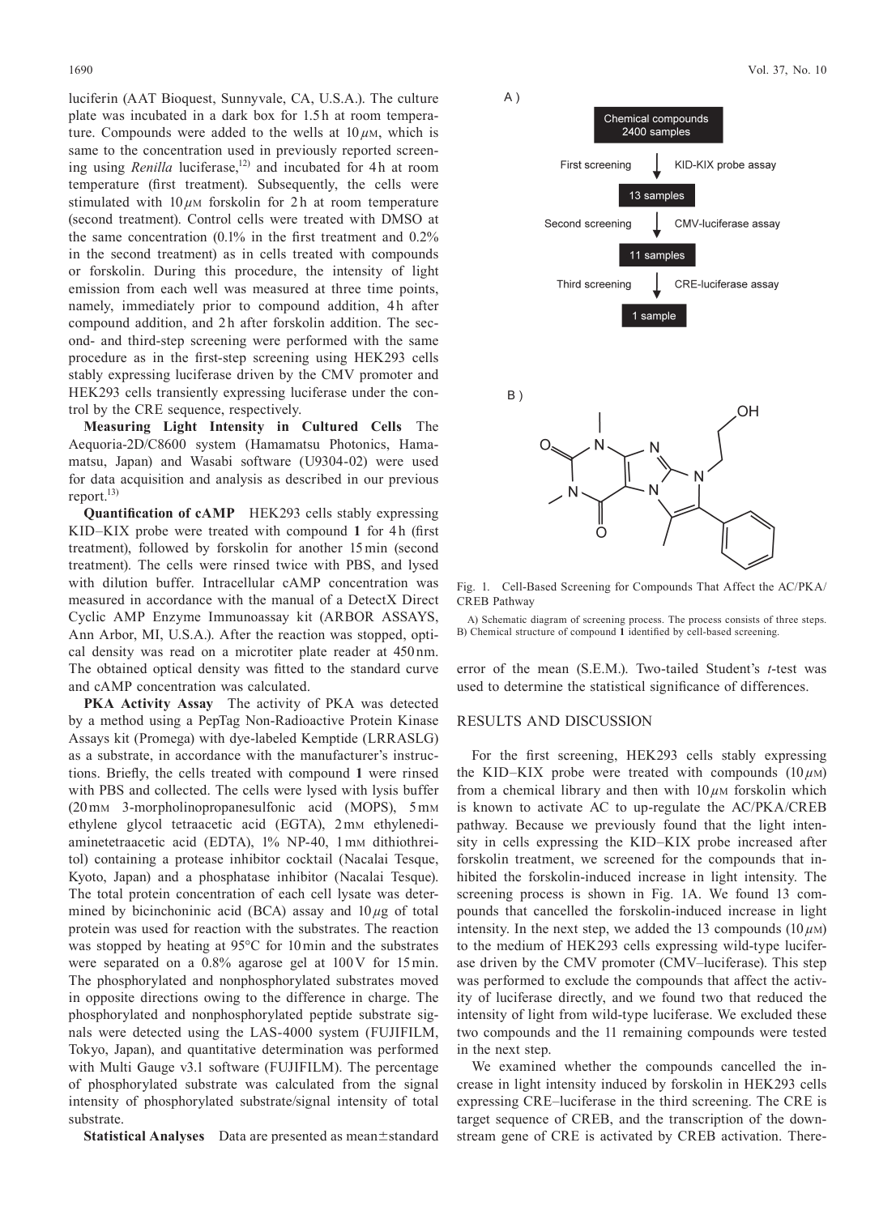luciferin (AAT Bioquest, Sunnyvale, CA, U.S.A.). The culture plate was incubated in a dark box for 1.5 h at room temperature. Compounds were added to the wells at 10 $\mu$M, which is same to the concentration used in previously reported screening using *Renilla* luciferase,[12] and incubated for 4 h at room temperature (first treatment). Subsequently, the cells were stimulated with 10 $\mu$M forskolin for 2 h at room temperature (second treatment). Control cells were treated with DMSO at the same concentration (0.1% in the first treatment and 0.2% in the second treatment) as in cells treated with compounds or forskolin. During this procedure, the intensity of light emission from each well was measured at three time points, namely, immediately prior to compound addition, 4 h after compound addition, and 2 h after forskolin addition. The second- and third-step screening were performed with the same procedure as in the first-step screening using HEK293 cells stably expressing luciferase driven by the CMV promoter and HEK293 cells transiently expressing luciferase under the control by the CRE sequence, respectively.

**Measuring Light Intensity in Cultured Cells** The Aequoria-2D/C8600 system (Hamamatsu Photonics, Hamamatsu, Japan) and Wasabi software (U9304-02) were used for data acquisition and analysis as described in our previous report.[13]

**Quantification of cAMP** HEK293 cells stably expressing KID–KIX probe were treated with compound **1** for 4 h (first treatment), followed by forskolin for another 15 min (second treatment). The cells were rinsed twice with PBS, and lysed with dilution buffer. Intracellular cAMP concentration was measured in accordance with the manual of a DetectX Direct Cyclic AMP Enzyme Immunoassay kit (ARBOR ASSAYS, Ann Arbor, MI, U.S.A.). After the reaction was stopped, optical density was read on a microtiter plate reader at 450 nm. The obtained optical density was fitted to the standard curve and cAMP concentration was calculated.

**PKA Activity Assay** The activity of PKA was detected by a method using a PepTag Non-Radioactive Protein Kinase Assays kit (Promega) with dye-labeled Kemptide (LRRASLG) as a substrate, in accordance with the manufacturer's instructions. Briefly, the cells treated with compound **1** were rinsed with PBS and collected. The cells were lysed with lysis buffer (20 mM 3-morpholinopropanesulfonic acid (MOPS), 5 mM ethylene glycol tetraacetic acid (EGTA), 2 mM ethylenediaminetetraacetic acid (EDTA), 1% NP-40, 1 mM dithiothreitol) containing a protease inhibitor cocktail (Nacalai Tesque, Kyoto, Japan) and a phosphatase inhibitor (Nacalai Tesque). The total protein concentration of each cell lysate was determined by bicinchoninic acid (BCA) assay and 10 $\mu$g of total protein was used for reaction with the substrates. The reaction was stopped by heating at 95°C for 10 min and the substrates were separated on a 0.8% agarose gel at 100 V for 15 min. The phosphorylated and nonphosphorylated substrates moved in opposite directions owing to the difference in charge. The phosphorylated and nonphosphorylated peptide substrate signals were detected using the LAS-4000 system (FUJIFILM, Tokyo, Japan), and quantitative determination was performed with Multi Gauge v3.1 software (FUJIFILM). The percentage of phosphorylated substrate was calculated from the signal intensity of phosphorylated substrate/signal intensity of total substrate.

**Statistical Analyses** Data are presented as mean±standard error of the mean (S.E.M.). Two-tailed Student's *t*-test was used to determine the statistical significance of differences.

A)

Chemical compounds 2400 samples → First screening (KID-KIX probe assay) → 13 samples → Second screening (CMV-luciferase assay) → 11 samples → Third screening (CRE-luciferase assay) → 1 sample

B)

Fig. 1. Cell-Based Screening for Compounds That Affect the AC/PKA/CREB Pathway

A) Schematic diagram of screening process. The process consists of three steps. B) Chemical structure of compound **1** identified by cell-based screening.

## RESULTS AND DISCUSSION

For the first screening, HEK293 cells stably expressing the KID–KIX probe were treated with compounds (10 $\mu$M) from a chemical library and then with 10 $\mu$M forskolin which is known to activate AC to up-regulate the AC/PKA/CREB pathway. Because we previously found that the light intensity in cells expressing the KID–KIX probe increased after forskolin treatment, we screened for the compounds that inhibited the forskolin-induced increase in light intensity. The screening process is shown in Fig. 1A. We found 13 compounds that cancelled the forskolin-induced increase in light intensity. In the next step, we added the 13 compounds (10 $\mu$M) to the medium of HEK293 cells expressing wild-type luciferase driven by the CMV promoter (CMV–luciferase). This step was performed to exclude the compounds that affect the activity of luciferase directly, and we found two that reduced the intensity of light from wild-type luciferase. We excluded these two compounds and the 11 remaining compounds were tested in the next step.

We examined whether the compounds cancelled the increase in light intensity induced by forskolin in HEK293 cells expressing CRE–luciferase in the third screening. The CRE is target sequence of CREB, and the transcription of the downstream gene of CRE is activated by CREB activation. There-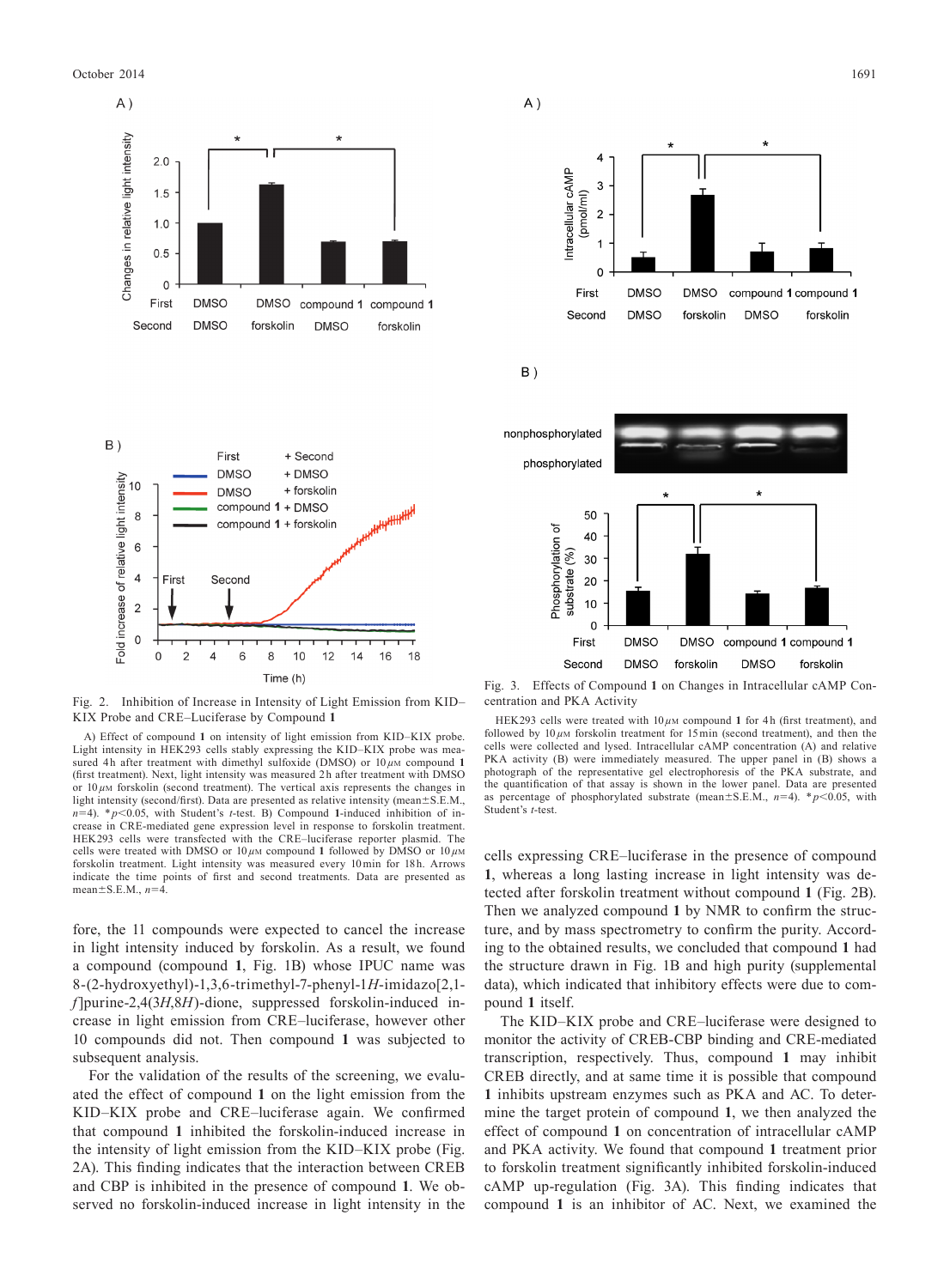Fig. 2. Inhibition of Increase in Intensity of Light Emission from KID–KIX Probe and CRE–Luciferase by Compound **1**

A) Effect of compound **1** on intensity of light emission from KID–KIX probe. Light intensity in HEK293 cells stably expressing the KID–KIX probe was measured 4 h after treatment with dimethyl sulfoxide (DMSO) or 10 $\mu$M compound **1** (first treatment). Next, light intensity was measured 2 h after treatment with DMSO or 10 $\mu$M forskolin (second treatment). The vertical axis represents the changes in light intensity (second/first). Data are presented as relative intensity (mean±S.E.M., $n=4$). \* $p<0.05$, with Student's $t$-test. B) Compound **1**-induced inhibition of increase in CRE-mediated gene expression level in response to forskolin treatment. HEK293 cells were transfected with the CRE–luciferase reporter plasmid. The cells were treated with DMSO or 10 $\mu$M compound **1** followed by DMSO or 10 $\mu$M forskolin treatment. Light intensity was measured every 10 min for 18 h. Arrows indicate the time points of first and second treatments. Data are presented as mean±S.E.M., $n=4$.

Fig. 3. Effects of Compound **1** on Changes in Intracellular cAMP Concentration and PKA Activity

HEK293 cells were treated with 10 $\mu$M compound **1** for 4 h (first treatment), and followed by 10 $\mu$M forskolin treatment for 15 min (second treatment), and then the cells were collected and lysed. Intracellular cAMP concentration (A) and relative PKA activity (B) were immediately measured. The upper panel in (B) shows a photograph of the representative gel electrophoresis of the PKA substrate, and the quantification of that assay is shown in the lower panel. Data are presented as percentage of phosphorylated substrate (mean±S.E.M., $n=4$). \* $p<0.05$, with Student's $t$-test.

fore, the 11 compounds were expected to cancel the increase in light intensity induced by forskolin. As a result, we found a compound (compound **1**, Fig. 1B) whose IPUC name was 8-(2-hydroxyethyl)-1,3,6-trimethyl-7-phenyl-1*H*-imidazo[2,1-*f*]purine-2,4(3*H*,8*H*)-dione, suppressed forskolin-induced increase in light emission from CRE–luciferase, however other 10 compounds did not. Then compound **1** was subjected to subsequent analysis.

For the validation of the results of the screening, we evaluated the effect of compound **1** on the light emission from the KID–KIX probe and CRE–luciferase again. We confirmed that compound **1** inhibited the forskolin-induced increase in the intensity of light emission from the KID–KIX probe (Fig. 2A). This finding indicates that the interaction between CREB and CBP is inhibited in the presence of compound **1**. We observed no forskolin-induced increase in light intensity in the cells expressing CRE–luciferase in the presence of compound **1**, whereas a long lasting increase in light intensity was detected after forskolin treatment without compound **1** (Fig. 2B). Then we analyzed compound **1** by NMR to confirm the structure, and by mass spectrometry to confirm the purity. According to the obtained results, we concluded that compound **1** had the structure drawn in Fig. 1B and high purity (supplemental data), which indicated that inhibitory effects were due to compound **1** itself.

The KID–KIX probe and CRE–luciferase were designed to monitor the activity of CREB-CBP binding and CRE-mediated transcription, respectively. Thus, compound **1** may inhibit CREB directly, and at same time it is possible that compound **1** inhibits upstream enzymes such as PKA and AC. To determine the target protein of compound **1**, we then analyzed the effect of compound **1** on concentration of intracellular cAMP and PKA activity. We found that compound **1** treatment prior to forskolin treatment significantly inhibited forskolin-induced cAMP up-regulation (Fig. 3A). This finding indicates that compound **1** is an inhibitor of AC. Next, we examined the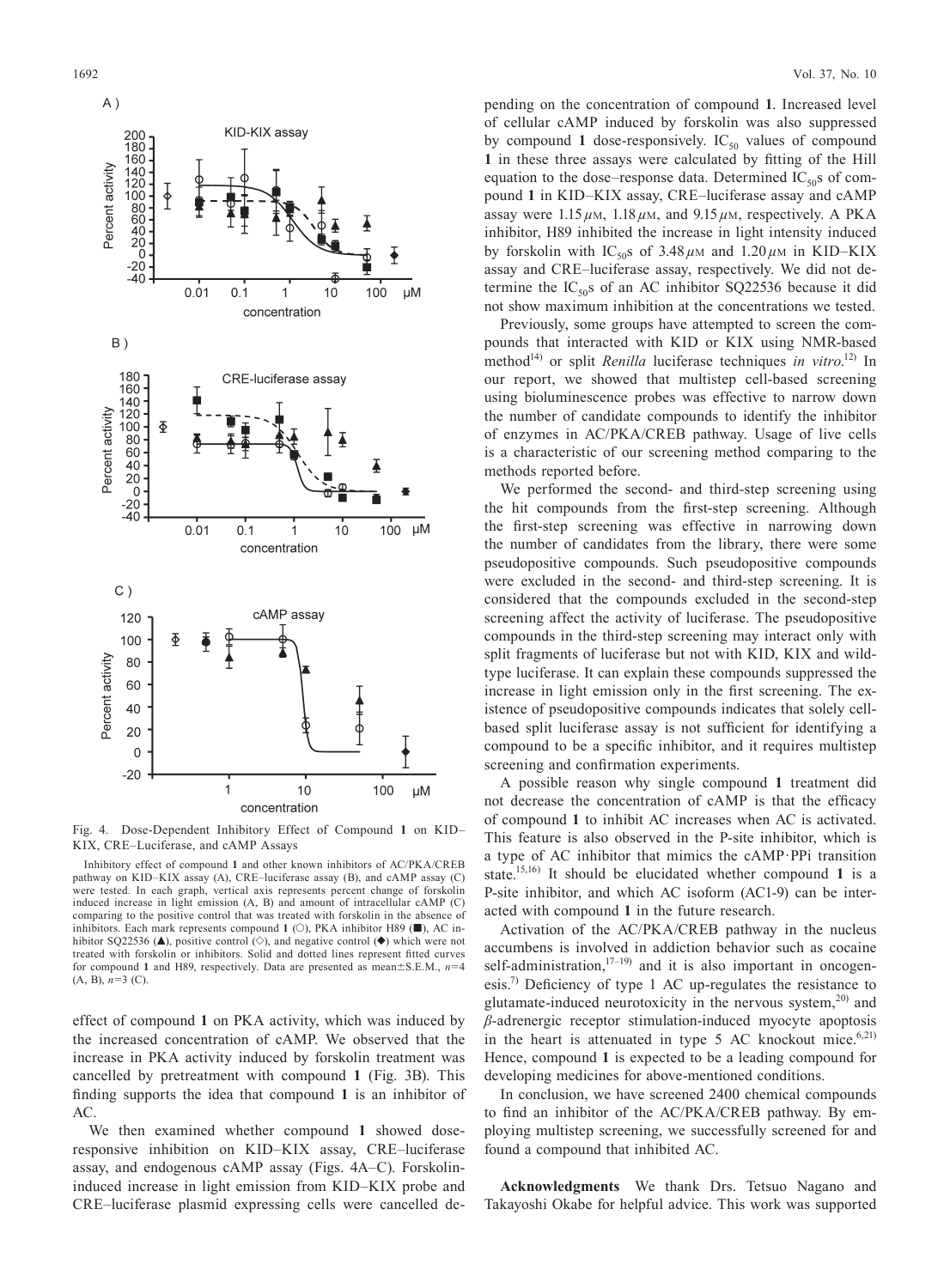Fig. 4. Dose-Dependent Inhibitory Effect of Compound **1** on KID–KIX, CRE–Luciferase, and cAMP Assays

Inhibitory effect of compound **1** and other known inhibitors of AC/PKA/CREB pathway on KID–KIX assay (A), CRE–luciferase assay (B), and cAMP assay (C) were tested. In each graph, vertical axis represents percent change of forskolin induced increase in light emission (A, B) and amount of intracellular cAMP (C) comparing to the positive control that was treated with forskolin in the absence of inhibitors. Each mark represents compound **1** (○), PKA inhibitor H89 (■), AC inhibitor SQ22536 (▲), positive control (◇), and negative control (◆) which were not treated with forskolin or inhibitors. Solid and dotted lines represent fitted curves for compound **1** and H89, respectively. Data are presented as mean±S.E.M., $n=4$ (A, B), $n=3$ (C).

effect of compound **1** on PKA activity, which was induced by the increased concentration of cAMP. We observed that the increase in PKA activity induced by forskolin treatment was cancelled by pretreatment with compound **1** (Fig. 3B). This finding supports the idea that compound **1** is an inhibitor of AC.

We then examined whether compound **1** showed dose-responsive inhibition on KID–KIX assay, CRE–luciferase assay, and endogenous cAMP assay (Figs. 4A–C). Forskolin-induced increase in light emission from KID–KIX probe and CRE–luciferase plasmid expressing cells were cancelled depending on the concentration of compound **1**. Increased level of cellular cAMP induced by forskolin was also suppressed by compound **1** dose-responsively. $IC_{50}$ values of compound **1** in these three assays were calculated by fitting of the Hill equation to the dose–response data. Determined $IC_{50}$s of compound **1** in KID–KIX assay, CRE–luciferase assay and cAMP assay were 1.15 $\mu$M, 1.18 $\mu$M, and 9.15 $\mu$M, respectively. A PKA inhibitor, H89 inhibited the increase in light intensity induced by forskolin with $IC_{50}$s of 3.48 $\mu$M and 1.20 $\mu$M in KID–KIX assay and CRE–luciferase assay, respectively. We did not determine the $IC_{50}$s of an AC inhibitor SQ22536 because it did not show maximum inhibition at the concentrations we tested.

Previously, some groups have attempted to screen the compounds that interacted with KID or KIX using NMR-based method[14] or split *Renilla* luciferase techniques *in vitro*.[12] In our report, we showed that multistep cell-based screening using bioluminescence probes was effective to narrow down the number of candidate compounds to identify the inhibitor of enzymes in AC/PKA/CREB pathway. Usage of live cells is a characteristic of our screening method comparing to the methods reported before.

We performed the second- and third-step screening using the hit compounds from the first-step screening. Although the first-step screening was effective in narrowing down the number of candidates from the library, there were some pseudopositive compounds. Such pseudopositive compounds were excluded in the second- and third-step screening. It is considered that the compounds excluded in the second-step screening affect the activity of luciferase. The pseudopositive compounds in the third-step screening may interact only with split fragments of luciferase but not with KID, KIX and wild-type luciferase. It can explain these compounds suppressed the increase in light emission only in the first screening. The existence of pseudopositive compounds indicates that solely cell-based split luciferase assay is not sufficient for identifying a compound to be a specific inhibitor, and it requires multistep screening and confirmation experiments.

A possible reason why single compound **1** treatment did not decrease the concentration of cAMP is that the efficacy of compound **1** to inhibit AC increases when AC is activated. This feature is also observed in the P-site inhibitor, which is a type of AC inhibitor that mimics the cAMP·PPi transition state.[15,16] It should be elucidated whether compound **1** is a P-site inhibitor, and which AC isoform (AC1-9) can be interacted with compound **1** in the future research.

Activation of the AC/PKA/CREB pathway in the nucleus accumbens is involved in addiction behavior such as cocaine self-administration,[17–19] and it is also important in oncogenesis.[7] Deficiency of type 1 AC up-regulates the resistance to glutamate-induced neurotoxicity in the nervous system,[20] and $\beta$-adrenergic receptor stimulation-induced myocyte apoptosis in the heart is attenuated in type 5 AC knockout mice.[6,21] Hence, compound **1** is expected to be a leading compound for developing medicines for above-mentioned conditions.

In conclusion, we have screened 2400 chemical compounds to find an inhibitor of the AC/PKA/CREB pathway. By employing multistep screening, we successfully screened for and found a compound that inhibited AC.

**Acknowledgments** We thank Drs. Tetsuo Nagano and Takayoshi Okabe for helpful advice. This work was supported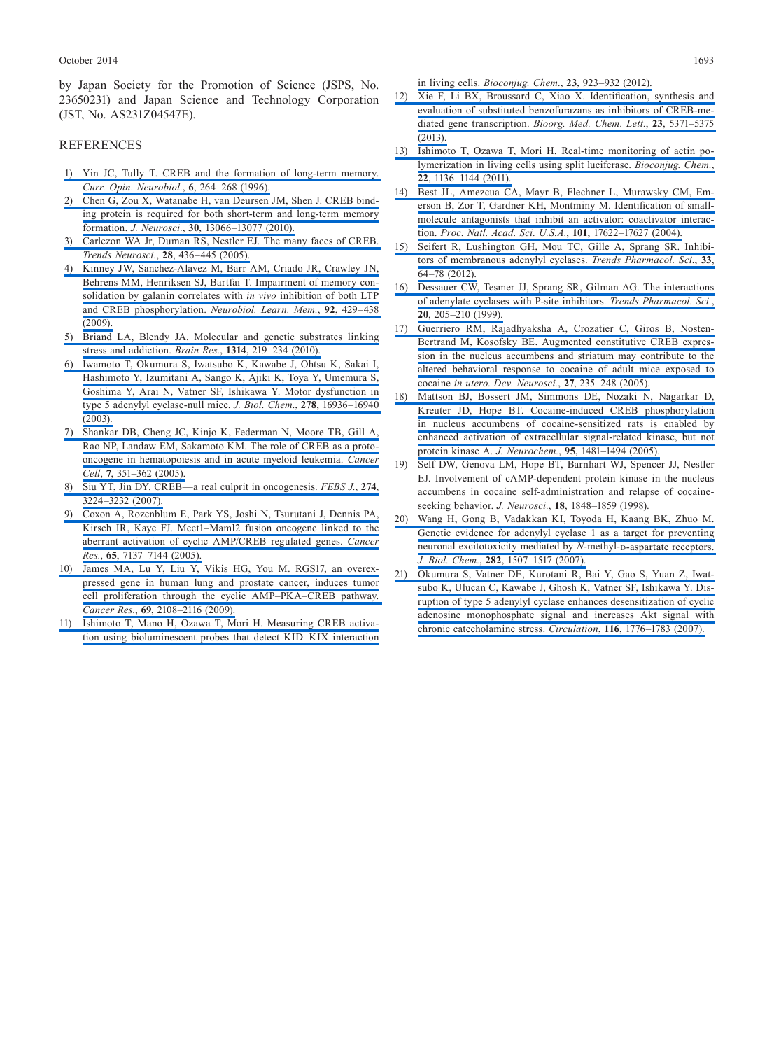by Japan Society for the Promotion of Science (JSPS, No. 23650231) and Japan Science and Technology Corporation (JST, No. AS231Z04547E).

## REFERENCES

1) Yin JC, Tully T. CREB and the formation of long-term memory. *Curr. Opin. Neurobiol.*, **6**, 264–268 (1996).
2) Chen G, Zou X, Watanabe H, van Deursen JM, Shen J. CREB binding protein is required for both short-term and long-term memory formation. *J. Neurosci.*, **30**, 13066–13077 (2010).
3) Carlezon WA Jr, Duman RS, Nestler EJ. The many faces of CREB. *Trends Neurosci.*, **28**, 436–445 (2005).
4) Kinney JW, Sanchez-Alavez M, Barr AM, Criado JR, Crawley JN, Behrens MM, Henriksen SJ, Bartfai T. Impairment of memory consolidation by galanin correlates with *in vivo* inhibition of both LTP and CREB phosphorylation. *Neurobiol. Learn. Mem.*, **92**, 429–438 (2009).
5) Briand LA, Blendy JA. Molecular and genetic substrates linking stress and addiction. *Brain Res.*, **1314**, 219–234 (2010).
6) Iwamoto T, Okumura S, Iwatsubo K, Kawabe J, Ohtsu K, Sakai I, Hashimoto Y, Izumitani A, Sango K, Ajiki K, Toya Y, Umemura S, Goshima Y, Arai N, Vatner SF, Ishikawa Y. Motor dysfunction in type 5 adenylyl cyclase-null mice. *J. Biol. Chem.*, **278**, 16936–16940 (2003).
7) Shankar DB, Cheng JC, Kinjo K, Federman N, Moore TB, Gill A, Rao NP, Landaw EM, Sakamoto KM. The role of CREB as a proto-oncogene in hematopoiesis and in acute myeloid leukemia. *Cancer Cell*, **7**, 351–362 (2005).
8) Siu YT, Jin DY. CREB—a real culprit in oncogenesis. *FEBS J.*, **274**, 3224–3232 (2007).
9) Coxon A, Rozenblum E, Park YS, Joshi N, Tsurutani J, Dennis PA, Kirsch IR, Kaye FJ. Mect1–Maml2 fusion oncogene linked to the aberrant activation of cyclic AMP/CREB regulated genes. *Cancer Res.*, **65**, 7137–7144 (2005).
10) James MA, Lu Y, Liu Y, Vikis HG, You M. RGS17, an overexpressed gene in human lung and prostate cancer, induces tumor cell proliferation through the cyclic AMP–PKA–CREB pathway. *Cancer Res.*, **69**, 2108–2116 (2009).
11) Ishimoto T, Mano H, Ozawa T, Mori H. Measuring CREB activation using bioluminescent probes that detect KID–KIX interaction in living cells. *Bioconjug. Chem.*, **23**, 923–932 (2012).
12) Xie F, Li BX, Broussard C, Xiao X. Identification, synthesis and evaluation of substituted benzofurazans as inhibitors of CREB-mediated gene transcription. *Bioorg. Med. Chem. Lett.*, **23**, 5371–5375 (2013).
13) Ishimoto T, Ozawa T, Mori H. Real-time monitoring of actin polymerization in living cells using split luciferase. *Bioconjug. Chem.*, **22**, 1136–1144 (2011).
14) Best JL, Amezcua CA, Mayr B, Flechner L, Murawsky CM, Emerson B, Zor T, Gardner KH, Montminy M. Identification of small-molecule antagonists that inhibit an activator: coactivator interaction. *Proc. Natl. Acad. Sci. U.S.A.*, **101**, 17622–17627 (2004).
15) Seifert R, Lushington GH, Mou TC, Gille A, Sprang SR. Inhibitors of membranous adenylyl cyclases. *Trends Pharmacol. Sci.*, **33**, 64–78 (2012).
16) Dessauer CW, Tesmer JJ, Sprang SR, Gilman AG. The interactions of adenylate cyclases with P-site inhibitors. *Trends Pharmacol. Sci.*, **20**, 205–210 (1999).
17) Guerriero RM, Rajadhyaksha A, Crozatier C, Giros B, Nosten-Bertrand M, Kosofsky BE. Augmented constitutive CREB expression in the nucleus accumbens and striatum may contribute to the altered behavioral response to cocaine of adult mice exposed to cocaine *in utero*. *Dev. Neurosci.*, **27**, 235–248 (2005).
18) Mattson BJ, Bossert JM, Simmons DE, Nozaki N, Nagarkar D, Kreuter JD, Hope BT. Cocaine-induced CREB phosphorylation in nucleus accumbens of cocaine-sensitized rats is enabled by enhanced activation of extracellular signal-related kinase, but not protein kinase A. *J. Neurochem.*, **95**, 1481–1494 (2005).
19) Self DW, Genova LM, Hope BT, Barnhart WJ, Spencer JJ, Nestler EJ. Involvement of cAMP-dependent protein kinase in the nucleus accumbens in cocaine self-administration and relapse of cocaine-seeking behavior. *J. Neurosci.*, **18**, 1848–1859 (1998).
20) Wang H, Gong B, Vadakkan KI, Toyoda H, Kaang BK, Zhuo M. Genetic evidence for adenylyl cyclase 1 as a target for preventing neuronal excitotoxicity mediated by *N*-methyl-D-aspartate receptors. *J. Biol. Chem.*, **282**, 1507–1517 (2007).
21) Okumura S, Vatner DE, Kurotani R, Bai Y, Gao S, Yuan Z, Iwatsubo K, Ulucan C, Kawabe J, Ghosh K, Vatner SF, Ishikawa Y. Disruption of type 5 adenylyl cyclase enhances desensitization of cyclic adenosine monophosphate signal and increases Akt signal with chronic catecholamine stress. *Circulation*, **116**, 1776–1783 (2007).